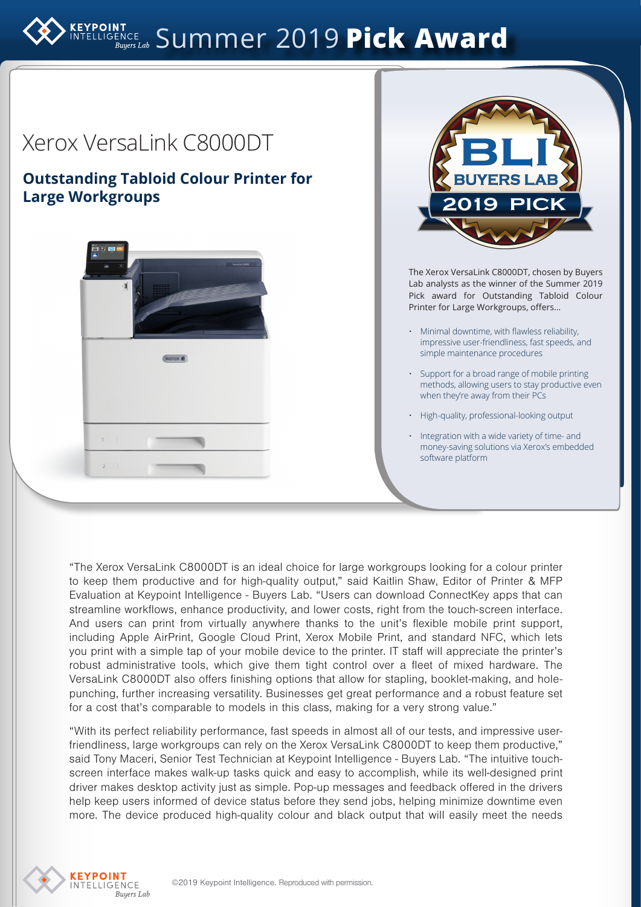# Summer 2019 **Pick Award**

## Xerox VersaLink C8000DT

### Outstanding Tabloid Colour Printer for Large Workgroups

The Xerox VersaLink C8000DT, chosen by Buyers Lab analysts as the winner of the Summer 2019 Pick award for Outstanding Tabloid Colour Printer for Large Workgroups, offers...

- Minimal downtime, with flawless reliability, impressive user-friendliness, fast speeds, and simple maintenance procedures
- Support for a broad range of mobile printing methods, allowing users to stay productive even when they're away from their PCs
- High-quality, professional-looking output
- Integration with a wide variety of time- and money-saving solutions via Xerox's embedded software platform

"The Xerox VersaLink C8000DT is an ideal choice for large workgroups looking for a colour printer to keep them productive and for high-quality output," said Kaitlin Shaw, Editor of Printer & MFP Evaluation at Keypoint Intelligence - Buyers Lab. "Users can download ConnectKey apps that can streamline workflows, enhance productivity, and lower costs, right from the touch-screen interface. And users can print from virtually anywhere thanks to the unit's flexible mobile print support, including Apple AirPrint, Google Cloud Print, Xerox Mobile Print, and standard NFC, which lets you print with a simple tap of your mobile device to the printer. IT staff will appreciate the printer's robust administrative tools, which give them tight control over a fleet of mixed hardware. The VersaLink C8000DT also offers finishing options that allow for stapling, booklet-making, and hole-punching, further increasing versatility. Businesses get great performance and a robust feature set for a cost that's comparable to models in this class, making for a very strong value."

"With its perfect reliability performance, fast speeds in almost all of our tests, and impressive user-friendliness, large workgroups can rely on the Xerox VersaLink C8000DT to keep them productive," said Tony Maceri, Senior Test Technician at Keypoint Intelligence - Buyers Lab. "The intuitive touch-screen interface makes walk-up tasks quick and easy to accomplish, while its well-designed print driver makes desktop activity just as simple. Pop-up messages and feedback offered in the drivers help keep users informed of device status before they send jobs, helping minimize downtime even more. The device produced high-quality colour and black output that will easily meet the needs

©2019 Keypoint Intelligence. Reproduced with permission.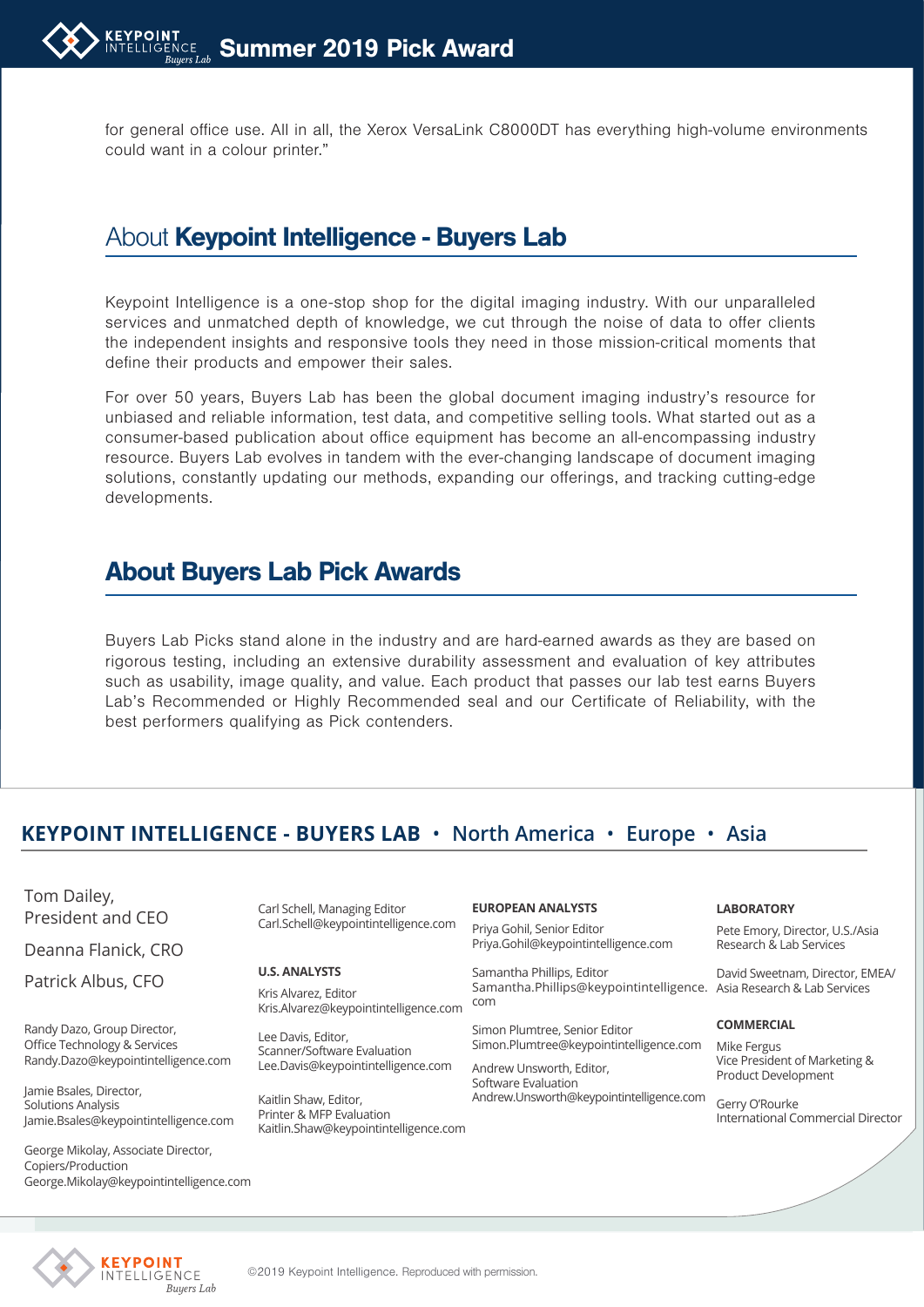for general office use. All in all, the Xerox VersaLink C8000DT has everything high-volume environments could want in a colour printer."

## About **Keypoint Intelligence - Buyers Lab**

Keypoint Intelligence is a one-stop shop for the digital imaging industry. With our unparalleled services and unmatched depth of knowledge, we cut through the noise of data to offer clients the independent insights and responsive tools they need in those mission-critical moments that define their products and empower their sales.

For over 50 years, Buyers Lab has been the global document imaging industry's resource for unbiased and reliable information, test data, and competitive selling tools. What started out as a consumer-based publication about office equipment has become an all-encompassing industry resource. Buyers Lab evolves in tandem with the ever-changing landscape of document imaging solutions, constantly updating our methods, expanding our offerings, and tracking cutting-edge developments.

## About Buyers Lab Pick Awards

Buyers Lab Picks stand alone in the industry and are hard-earned awards as they are based on rigorous testing, including an extensive durability assessment and evaluation of key attributes such as usability, image quality, and value. Each product that passes our lab test earns Buyers Lab's Recommended or Highly Recommended seal and our Certificate of Reliability, with the best performers qualifying as Pick contenders.

## KEYPOINT INTELLIGENCE - BUYERS LAB • North America • Europe • Asia

Tom Dailey,
President and CEO

Deanna Flanick, CRO

Patrick Albus, CFO

Randy Dazo, Group Director,
Office Technology & Services
Randy.Dazo@keypointintelligence.com

Jamie Bsales, Director,
Solutions Analysis
Jamie.Bsales@keypointintelligence.com

George Mikolay, Associate Director,
Copiers/Production
George.Mikolay@keypointintelligence.com

Carl Schell, Managing Editor
Carl.Schell@keypointintelligence.com

**U.S. ANALYSTS**

Kris Alvarez, Editor
Kris.Alvarez@keypointintelligence.com

Lee Davis, Editor,
Scanner/Software Evaluation
Lee.Davis@keypointintelligence.com

Kaitlin Shaw, Editor,
Printer & MFP Evaluation
Kaitlin.Shaw@keypointintelligence.com

**EUROPEAN ANALYSTS**

Priya Gohil, Senior Editor
Priya.Gohil@keypointintelligence.com

Samantha Phillips, Editor
Samantha.Phillips@keypointintelligence.com

Simon Plumtree, Senior Editor
Simon.Plumtree@keypointintelligence.com

Andrew Unsworth, Editor,
Software Evaluation
Andrew.Unsworth@keypointintelligence.com

**LABORATORY**

Pete Emory, Director, U.S./Asia
Research & Lab Services

David Sweetnam, Director, EMEA/Asia Research & Lab Services

**COMMERCIAL**

Mike Fergus
Vice President of Marketing &
Product Development

Gerry O'Rourke
International Commercial Director

©2019 Keypoint Intelligence. Reproduced with permission.